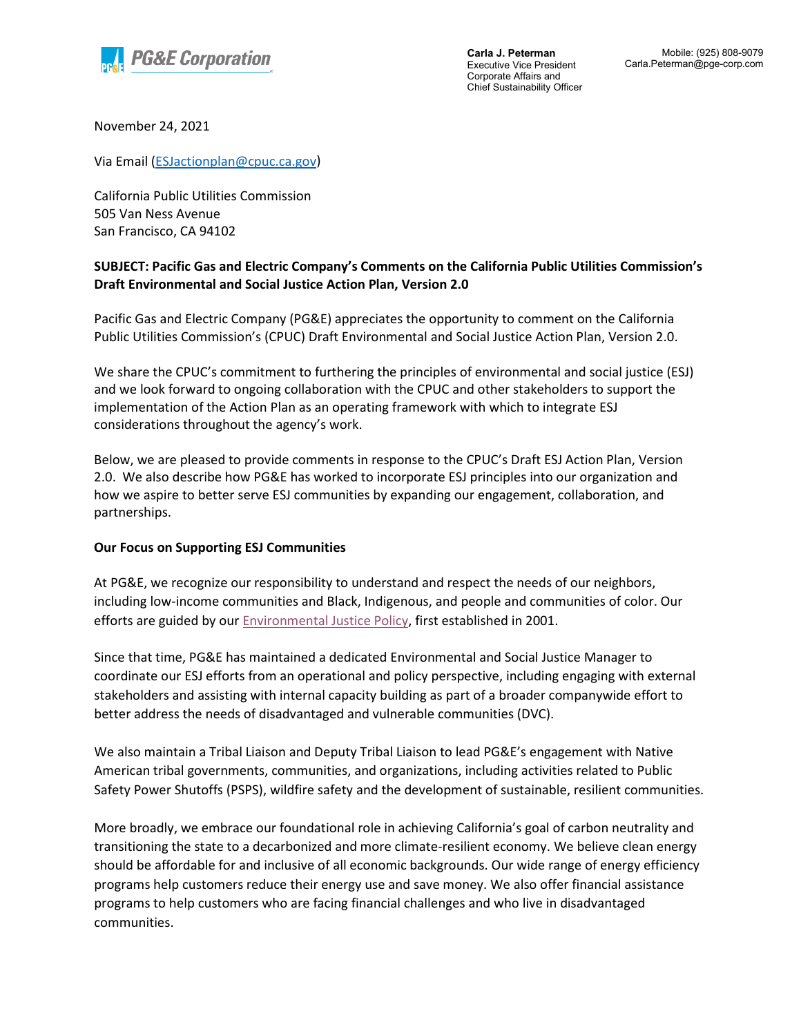PG&E Corporation

**Carla J. Peterman**
Executive Vice President
Corporate Affairs and
Chief Sustainability Officer

Mobile: (925) 808-9079
Carla.Peterman@pge-corp.com

November 24, 2021

Via Email (ESJactionplan@cpuc.ca.gov)

California Public Utilities Commission
505 Van Ness Avenue
San Francisco, CA 94102

**SUBJECT: Pacific Gas and Electric Company's Comments on the California Public Utilities Commission's Draft Environmental and Social Justice Action Plan, Version 2.0**

Pacific Gas and Electric Company (PG&E) appreciates the opportunity to comment on the California Public Utilities Commission's (CPUC) Draft Environmental and Social Justice Action Plan, Version 2.0.

We share the CPUC's commitment to furthering the principles of environmental and social justice (ESJ) and we look forward to ongoing collaboration with the CPUC and other stakeholders to support the implementation of the Action Plan as an operating framework with which to integrate ESJ considerations throughout the agency's work.

Below, we are pleased to provide comments in response to the CPUC's Draft ESJ Action Plan, Version 2.0. We also describe how PG&E has worked to incorporate ESJ principles into our organization and how we aspire to better serve ESJ communities by expanding our engagement, collaboration, and partnerships.

**Our Focus on Supporting ESJ Communities**

At PG&E, we recognize our responsibility to understand and respect the needs of our neighbors, including low-income communities and Black, Indigenous, and people and communities of color. Our efforts are guided by our Environmental Justice Policy, first established in 2001.

Since that time, PG&E has maintained a dedicated Environmental and Social Justice Manager to coordinate our ESJ efforts from an operational and policy perspective, including engaging with external stakeholders and assisting with internal capacity building as part of a broader companywide effort to better address the needs of disadvantaged and vulnerable communities (DVC).

We also maintain a Tribal Liaison and Deputy Tribal Liaison to lead PG&E's engagement with Native American tribal governments, communities, and organizations, including activities related to Public Safety Power Shutoffs (PSPS), wildfire safety and the development of sustainable, resilient communities.

More broadly, we embrace our foundational role in achieving California's goal of carbon neutrality and transitioning the state to a decarbonized and more climate-resilient economy. We believe clean energy should be affordable for and inclusive of all economic backgrounds. Our wide range of energy efficiency programs help customers reduce their energy use and save money. We also offer financial assistance programs to help customers who are facing financial challenges and who live in disadvantaged communities.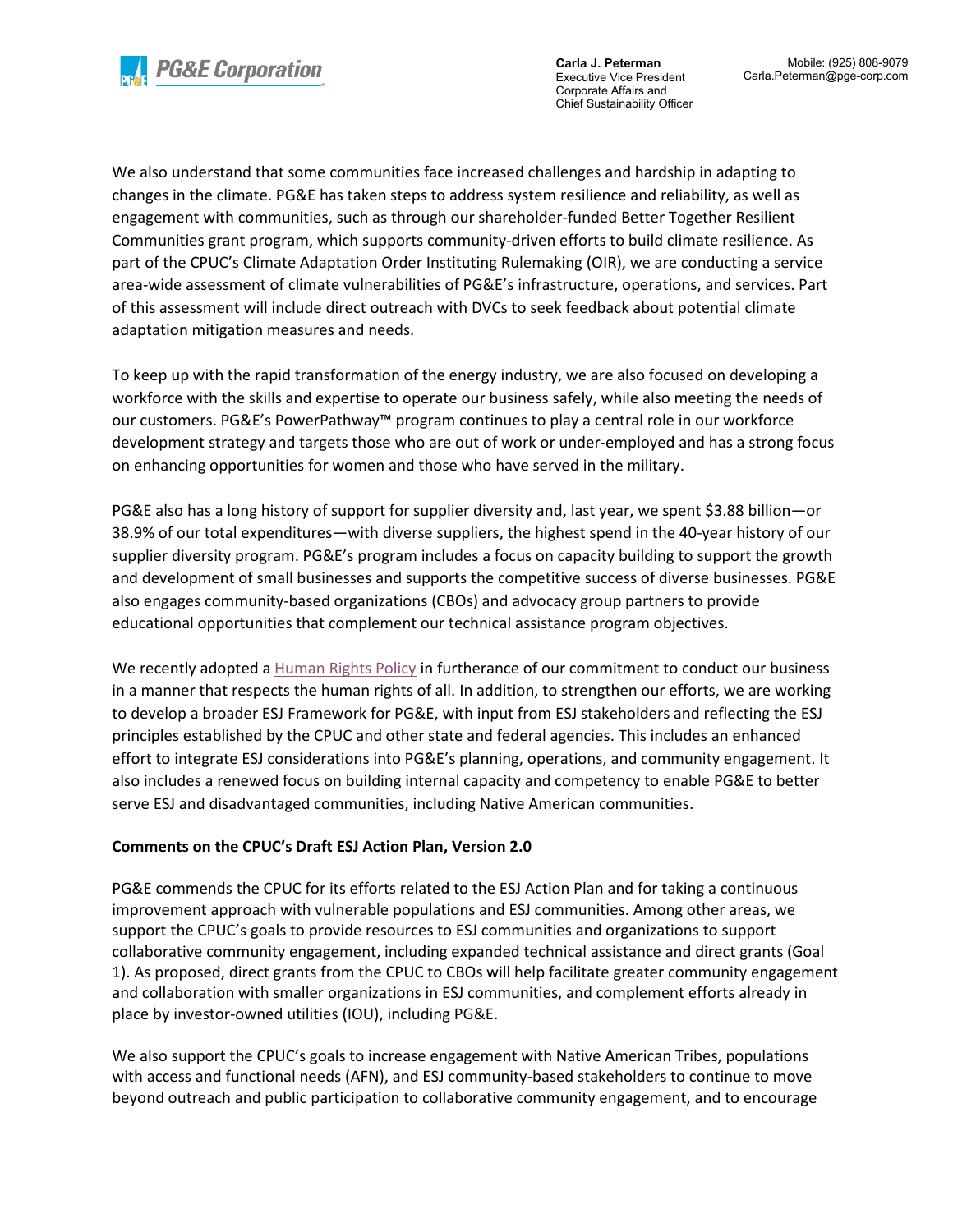We also understand that some communities face increased challenges and hardship in adapting to changes in the climate. PG&E has taken steps to address system resilience and reliability, as well as engagement with communities, such as through our shareholder-funded Better Together Resilient Communities grant program, which supports community-driven efforts to build climate resilience. As part of the CPUC's Climate Adaptation Order Instituting Rulemaking (OIR), we are conducting a service area-wide assessment of climate vulnerabilities of PG&E's infrastructure, operations, and services. Part of this assessment will include direct outreach with DVCs to seek feedback about potential climate adaptation mitigation measures and needs.

To keep up with the rapid transformation of the energy industry, we are also focused on developing a workforce with the skills and expertise to operate our business safely, while also meeting the needs of our customers. PG&E's PowerPathway™ program continues to play a central role in our workforce development strategy and targets those who are out of work or under-employed and has a strong focus on enhancing opportunities for women and those who have served in the military.

PG&E also has a long history of support for supplier diversity and, last year, we spent $3.88 billion—or 38.9% of our total expenditures—with diverse suppliers, the highest spend in the 40-year history of our supplier diversity program. PG&E's program includes a focus on capacity building to support the growth and development of small businesses and supports the competitive success of diverse businesses. PG&E also engages community-based organizations (CBOs) and advocacy group partners to provide educational opportunities that complement our technical assistance program objectives.

We recently adopted a Human Rights Policy in furtherance of our commitment to conduct our business in a manner that respects the human rights of all. In addition, to strengthen our efforts, we are working to develop a broader ESJ Framework for PG&E, with input from ESJ stakeholders and reflecting the ESJ principles established by the CPUC and other state and federal agencies. This includes an enhanced effort to integrate ESJ considerations into PG&E's planning, operations, and community engagement. It also includes a renewed focus on building internal capacity and competency to enable PG&E to better serve ESJ and disadvantaged communities, including Native American communities.

**Comments on the CPUC's Draft ESJ Action Plan, Version 2.0**

PG&E commends the CPUC for its efforts related to the ESJ Action Plan and for taking a continuous improvement approach with vulnerable populations and ESJ communities. Among other areas, we support the CPUC's goals to provide resources to ESJ communities and organizations to support collaborative community engagement, including expanded technical assistance and direct grants (Goal 1). As proposed, direct grants from the CPUC to CBOs will help facilitate greater community engagement and collaboration with smaller organizations in ESJ communities, and complement efforts already in place by investor-owned utilities (IOU), including PG&E.

We also support the CPUC's goals to increase engagement with Native American Tribes, populations with access and functional needs (AFN), and ESJ community-based stakeholders to continue to move beyond outreach and public participation to collaborative community engagement, and to encourage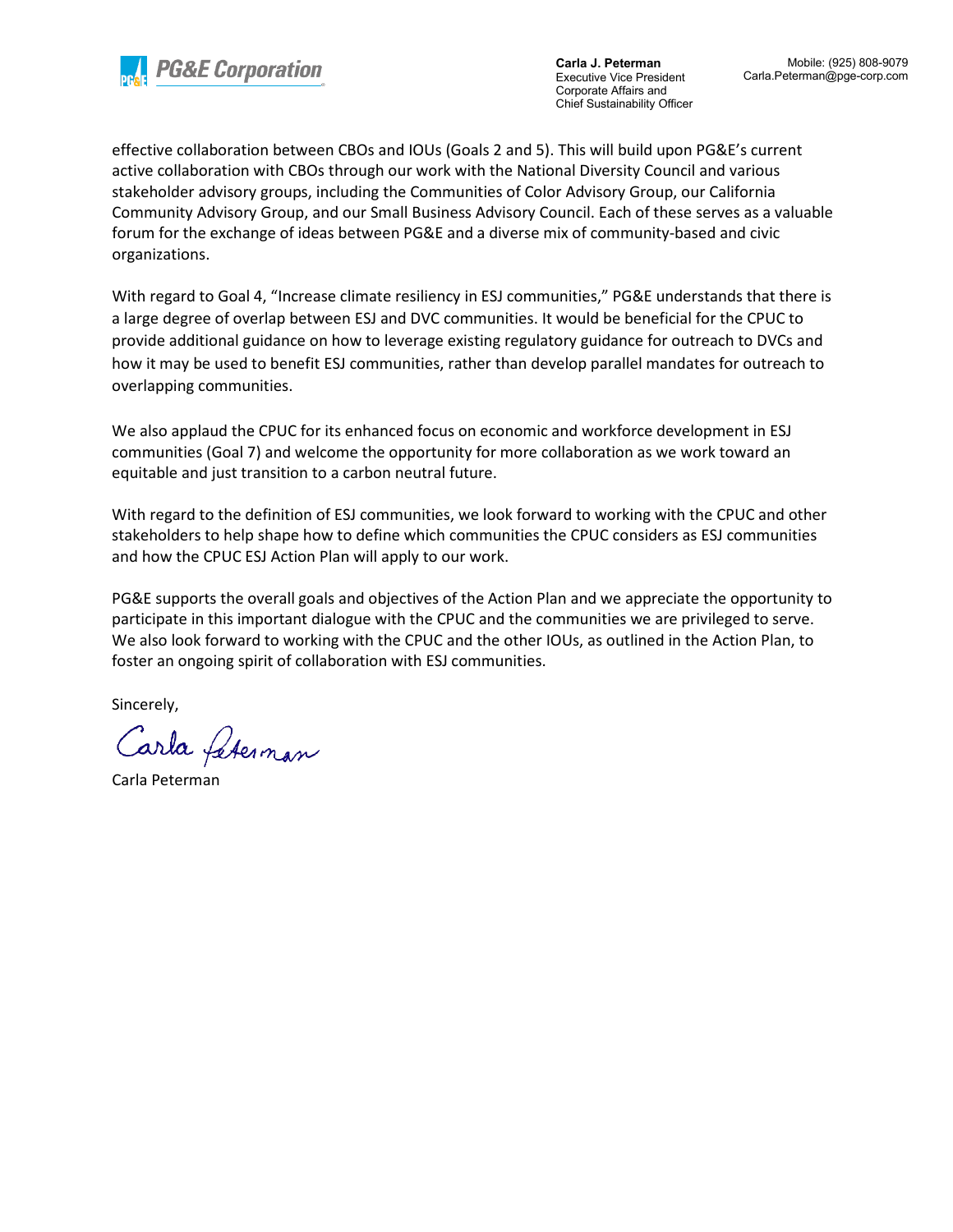effective collaboration between CBOs and IOUs (Goals 2 and 5). This will build upon PG&E's current active collaboration with CBOs through our work with the National Diversity Council and various stakeholder advisory groups, including the Communities of Color Advisory Group, our California Community Advisory Group, and our Small Business Advisory Council. Each of these serves as a valuable forum for the exchange of ideas between PG&E and a diverse mix of community-based and civic organizations.

With regard to Goal 4, "Increase climate resiliency in ESJ communities," PG&E understands that there is a large degree of overlap between ESJ and DVC communities. It would be beneficial for the CPUC to provide additional guidance on how to leverage existing regulatory guidance for outreach to DVCs and how it may be used to benefit ESJ communities, rather than develop parallel mandates for outreach to overlapping communities.

We also applaud the CPUC for its enhanced focus on economic and workforce development in ESJ communities (Goal 7) and welcome the opportunity for more collaboration as we work toward an equitable and just transition to a carbon neutral future.

With regard to the definition of ESJ communities, we look forward to working with the CPUC and other stakeholders to help shape how to define which communities the CPUC considers as ESJ communities and how the CPUC ESJ Action Plan will apply to our work.

PG&E supports the overall goals and objectives of the Action Plan and we appreciate the opportunity to participate in this important dialogue with the CPUC and the communities we are privileged to serve. We also look forward to working with the CPUC and the other IOUs, as outlined in the Action Plan, to foster an ongoing spirit of collaboration with ESJ communities.

Sincerely,

Carla Peterman